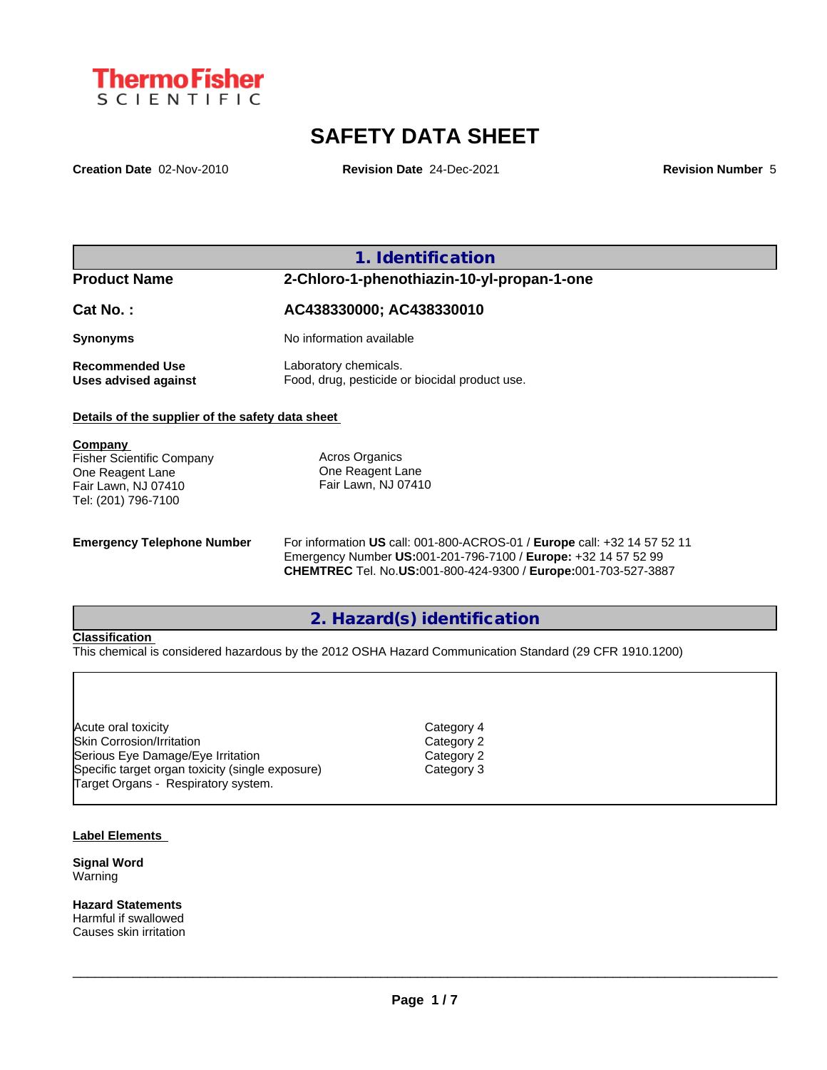ThermoFisher SCIENTIFIC

# SAFETY DATA SHEET

**Creation Date** 02-Nov-2010 **Revision Date** 24-Dec-2021 **Revision Number** 5

## 1. Identification

| | |
|---|---|
| **Product Name** | **2-Chloro-1-phenothiazin-10-yl-propan-1-one** |
| **Cat No. :** | **AC438330000; AC438330010** |
| **Synonyms** | No information available |
| **Recommended Use** | Laboratory chemicals. |
| **Uses advised against** | Food, drug, pesticide or biocidal product use. |

**Details of the supplier of the safety data sheet**

**Company**
Fisher Scientific Company
One Reagent Lane
Fair Lawn, NJ 07410
Tel: (201) 796-7100

Acros Organics
One Reagent Lane
Fair Lawn, NJ 07410

**Emergency Telephone Number**
For information **US** call: 001-800-ACROS-01 / **Europe** call: +32 14 57 52 11
Emergency Number **US:**001-201-796-7100 / **Europe:** +32 14 57 52 99
**CHEMTREC** Tel. No.**US:**001-800-424-9300 / **Europe:**001-703-527-3887

## 2. Hazard(s) identification

**Classification**
This chemical is considered hazardous by the 2012 OSHA Hazard Communication Standard (29 CFR 1910.1200)

| | |
|---|---|
| Acute oral toxicity | Category 4 |
| Skin Corrosion/Irritation | Category 2 |
| Serious Eye Damage/Eye Irritation | Category 2 |
| Specific target organ toxicity (single exposure) | Category 3 |
| Target Organs - Respiratory system. | |

**Label Elements**

**Signal Word**
Warning

**Hazard Statements**
Harmful if swallowed
Causes skin irritation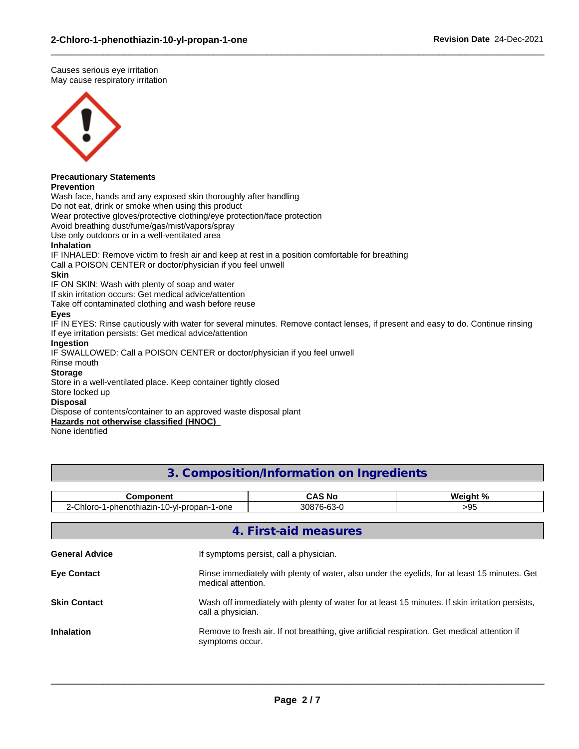Causes serious eye irritation
May cause respiratory irritation

**Precautionary Statements**
**Prevention**
Wash face, hands and any exposed skin thoroughly after handling
Do not eat, drink or smoke when using this product
Wear protective gloves/protective clothing/eye protection/face protection
Avoid breathing dust/fume/gas/mist/vapors/spray
Use only outdoors or in a well-ventilated area
**Inhalation**
IF INHALED: Remove victim to fresh air and keep at rest in a position comfortable for breathing
Call a POISON CENTER or doctor/physician if you feel unwell
**Skin**
IF ON SKIN: Wash with plenty of soap and water
If skin irritation occurs: Get medical advice/attention
Take off contaminated clothing and wash before reuse
**Eyes**
IF IN EYES: Rinse cautiously with water for several minutes. Remove contact lenses, if present and easy to do. Continue rinsing
If eye irritation persists: Get medical advice/attention
**Ingestion**
IF SWALLOWED: Call a POISON CENTER or doctor/physician if you feel unwell
Rinse mouth
**Storage**
Store in a well-ventilated place. Keep container tightly closed
Store locked up
**Disposal**
Dispose of contents/container to an approved waste disposal plant
**Hazards not otherwise classified (HNOC)**
None identified

## 3. Composition/Information on Ingredients

| Component | CAS No | Weight % |
|---|---|---|
| 2-Chloro-1-phenothiazin-10-yl-propan-1-one | 30876-63-0 | >95 |

## 4. First-aid measures

**General Advice**
If symptoms persist, call a physician.

**Eye Contact**
Rinse immediately with plenty of water, also under the eyelids, for at least 15 minutes. Get medical attention.

**Skin Contact**
Wash off immediately with plenty of water for at least 15 minutes. If skin irritation persists, call a physician.

**Inhalation**
Remove to fresh air. If not breathing, give artificial respiration. Get medical attention if symptoms occur.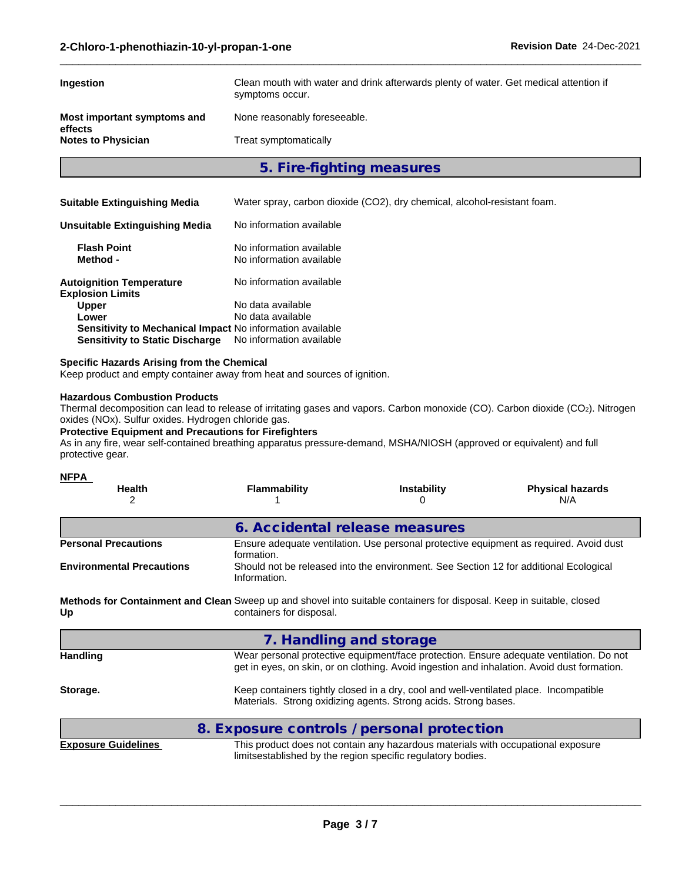**Ingestion** Clean mouth with water and drink afterwards plenty of water. Get medical attention if symptoms occur.

**Most important symptoms and effects** None reasonably foreseeable.

**Notes to Physician** Treat symptomatically

## 5. Fire-fighting measures

**Suitable Extinguishing Media** Water spray, carbon dioxide (CO2), dry chemical, alcohol-resistant foam.

**Unsuitable Extinguishing Media** No information available

**Flash Point** No information available
**Method -** No information available

**Autoignition Temperature** No information available
**Explosion Limits**
**Upper** No data available
**Lower** No data available
**Sensitivity to Mechanical Impact** No information available
**Sensitivity to Static Discharge** No information available

**Specific Hazards Arising from the Chemical**
Keep product and empty container away from heat and sources of ignition.

**Hazardous Combustion Products**
Thermal decomposition can lead to release of irritating gases and vapors. Carbon monoxide (CO). Carbon dioxide ($CO_2$). Nitrogen oxides (NOx). Sulfur oxides. Hydrogen chloride gas.
**Protective Equipment and Precautions for Firefighters**
As in any fire, wear self-contained breathing apparatus pressure-demand, MSHA/NIOSH (approved or equivalent) and full protective gear.

**NFPA**

| Health | Flammability | Instability | Physical hazards |
|---|---|---|---|
| 2 | 1 | 0 | N/A |

## 6. Accidental release measures

**Personal Precautions** Ensure adequate ventilation. Use personal protective equipment as required. Avoid dust formation.

**Environmental Precautions** Should not be released into the environment. See Section 12 for additional Ecological Information.

**Methods for Containment and Clean Up** Sweep up and shovel into suitable containers for disposal. Keep in suitable, closed containers for disposal.

## 7. Handling and storage

**Handling** Wear personal protective equipment/face protection. Ensure adequate ventilation. Do not get in eyes, on skin, or on clothing. Avoid ingestion and inhalation. Avoid dust formation.

**Storage.** Keep containers tightly closed in a dry, cool and well-ventilated place. Incompatible Materials. Strong oxidizing agents. Strong acids. Strong bases.

## 8. Exposure controls / personal protection

**Exposure Guidelines** This product does not contain any hazardous materials with occupational exposure limitsestablished by the region specific regulatory bodies.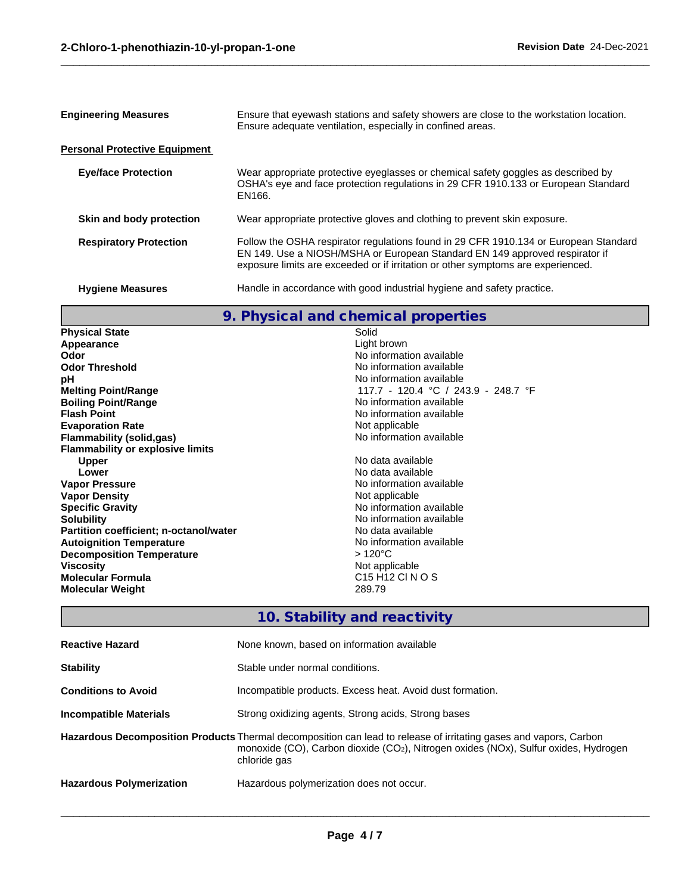**Engineering Measures** Ensure that eyewash stations and safety showers are close to the workstation location. Ensure adequate ventilation, especially in confined areas.

**Personal Protective Equipment**

**Eye/face Protection** Wear appropriate protective eyeglasses or chemical safety goggles as described by OSHA's eye and face protection regulations in 29 CFR 1910.133 or European Standard EN166.

**Skin and body protection** Wear appropriate protective gloves and clothing to prevent skin exposure.

**Respiratory Protection** Follow the OSHA respirator regulations found in 29 CFR 1910.134 or European Standard EN 149. Use a NIOSH/MSHA or European Standard EN 149 approved respirator if exposure limits are exceeded or if irritation or other symptoms are experienced.

**Hygiene Measures** Handle in accordance with good industrial hygiene and safety practice.

## 9. Physical and chemical properties

| Property | Value |
|---|---|
| **Physical State** | Solid |
| **Appearance** | Light brown |
| **Odor** | No information available |
| **Odor Threshold** | No information available |
| **pH** | No information available |
| **Melting Point/Range** | 117.7 - 120.4 °C / 243.9 - 248.7 °F |
| **Boiling Point/Range** | No information available |
| **Flash Point** | No information available |
| **Evaporation Rate** | Not applicable |
| **Flammability (solid,gas)** | No information available |
| **Flammability or explosive limits** | |
| **Upper** | No data available |
| **Lower** | No data available |
| **Vapor Pressure** | No information available |
| **Vapor Density** | Not applicable |
| **Specific Gravity** | No information available |
| **Solubility** | No information available |
| **Partition coefficient; n-octanol/water** | No data available |
| **Autoignition Temperature** | No information available |
| **Decomposition Temperature** | > 120°C |
| **Viscosity** | Not applicable |
| **Molecular Formula** | C15 H12 Cl N O S |
| **Molecular Weight** | 289.79 |

## 10. Stability and reactivity

**Reactive Hazard** None known, based on information available

**Stability** Stable under normal conditions.

**Conditions to Avoid** Incompatible products. Excess heat. Avoid dust formation.

**Incompatible Materials** Strong oxidizing agents, Strong acids, Strong bases

**Hazardous Decomposition Products** Thermal decomposition can lead to release of irritating gases and vapors, Carbon monoxide (CO), Carbon dioxide ($CO_2$), Nitrogen oxides (NOx), Sulfur oxides, Hydrogen chloride gas

**Hazardous Polymerization** Hazardous polymerization does not occur.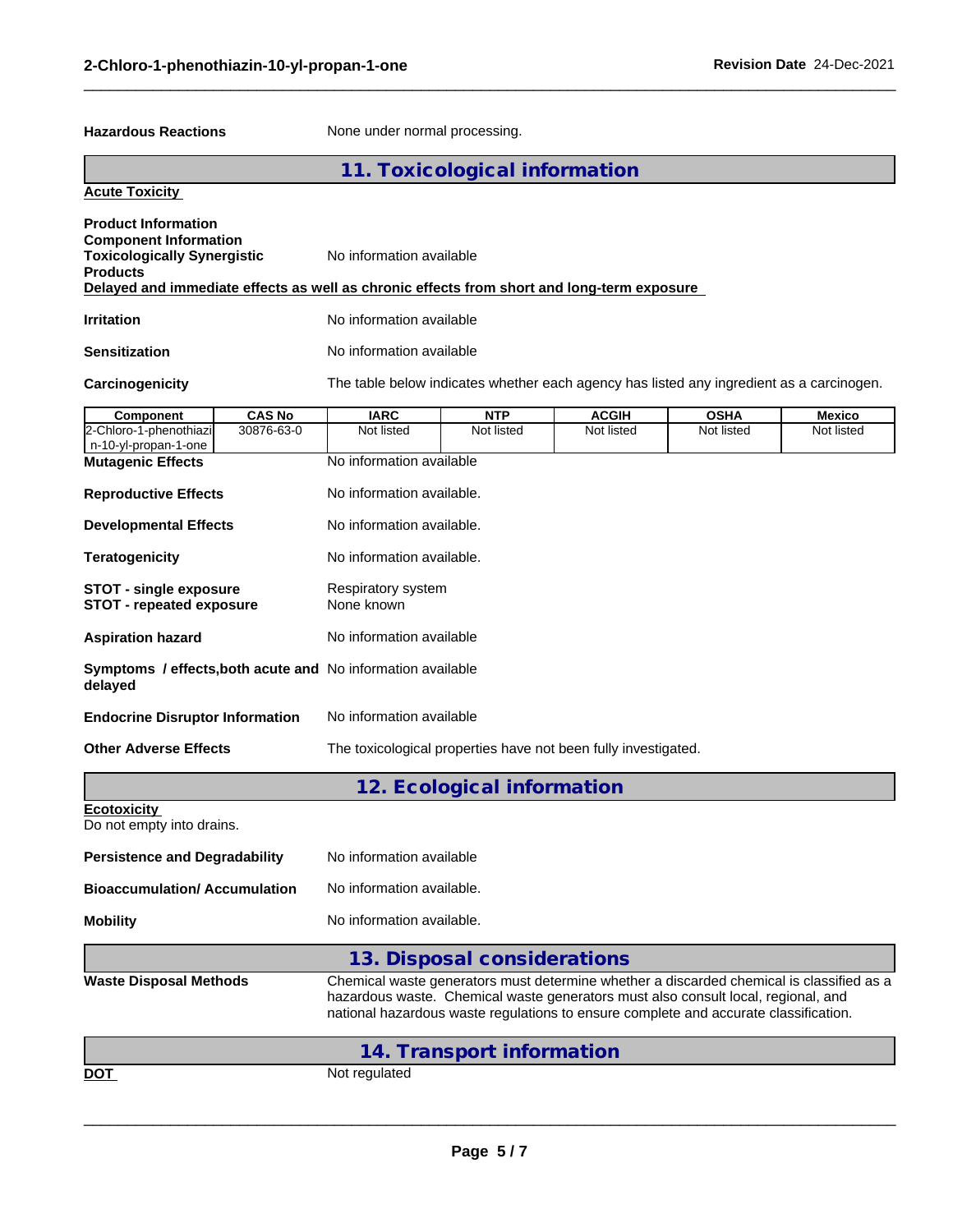**Hazardous Reactions** None under normal processing.

## 11. Toxicological information

**Acute Toxicity**

**Product Information**
**Component Information**
**Toxicologically Synergistic Products** No information available

**Delayed and immediate effects as well as chronic effects from short and long-term exposure**

**Irritation** No information available

**Sensitization** No information available

**Carcinogenicity** The table below indicates whether each agency has listed any ingredient as a carcinogen.

| Component | CAS No | IARC | NTP | ACGIH | OSHA | Mexico |
|---|---|---|---|---|---|---|
| 2-Chloro-1-phenothiazin-10-yl-propan-1-one | 30876-63-0 | Not listed | Not listed | Not listed | Not listed | Not listed |

**Mutagenic Effects** No information available

**Reproductive Effects** No information available.

**Developmental Effects** No information available.

**Teratogenicity** No information available.

**STOT - single exposure** Respiratory system
**STOT - repeated exposure** None known

**Aspiration hazard** No information available

**Symptoms / effects,both acute and delayed** No information available

**Endocrine Disruptor Information** No information available

**Other Adverse Effects** The toxicological properties have not been fully investigated.

## 12. Ecological information

**Ecotoxicity**
Do not empty into drains.

**Persistence and Degradability** No information available

**Bioaccumulation/ Accumulation** No information available.

**Mobility** No information available.

## 13. Disposal considerations

**Waste Disposal Methods** Chemical waste generators must determine whether a discarded chemical is classified as a hazardous waste. Chemical waste generators must also consult local, regional, and national hazardous waste regulations to ensure complete and accurate classification.

## 14. Transport information

**DOT** Not regulated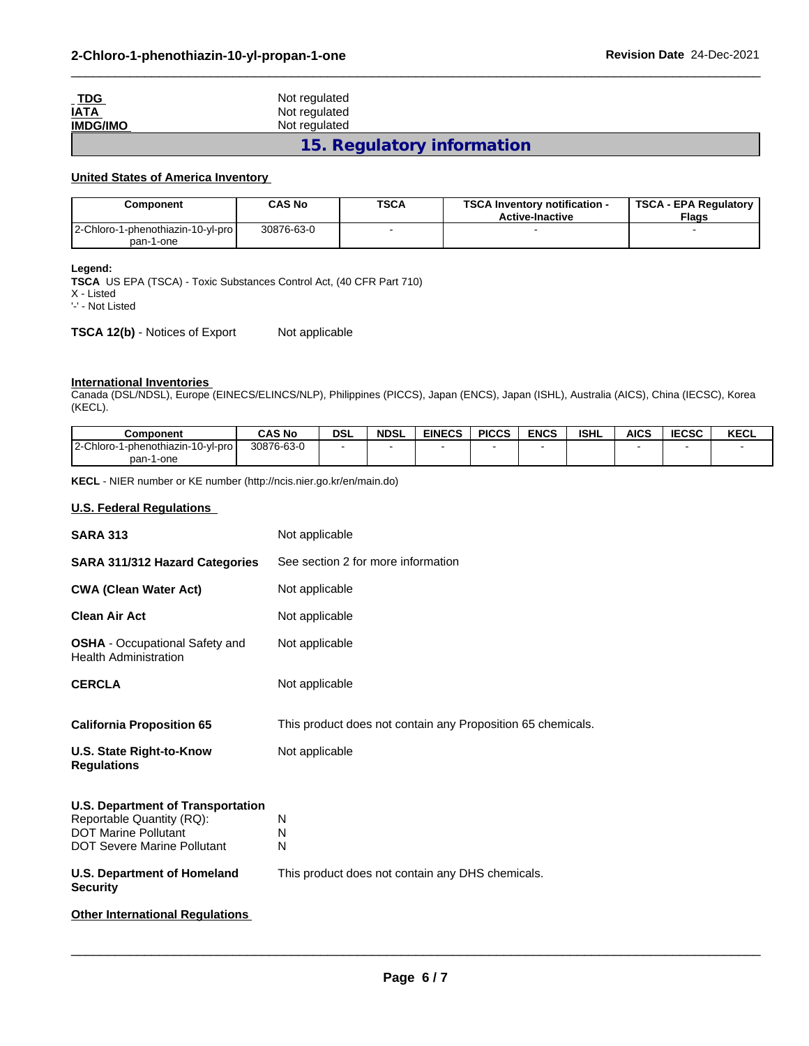| | |
|---|---|
| **TDG** | Not regulated |
| **IATA** | Not regulated |
| **IMDG/IMO** | Not regulated |

## 15. Regulatory information

**United States of America Inventory**

| Component | CAS No | TSCA | TSCA Inventory notification - Active-Inactive | TSCA - EPA Regulatory Flags |
|---|---|---|---|---|
| 2-Chloro-1-phenothiazin-10-yl-propan-1-one | 30876-63-0 | - | - | - |

**Legend:**
**TSCA** US EPA (TSCA) - Toxic Substances Control Act, (40 CFR Part 710)
X - Listed
'-' - Not Listed

**TSCA 12(b)** - Notices of Export Not applicable

**International Inventories**
Canada (DSL/NDSL), Europe (EINECS/ELINCS/NLP), Philippines (PICCS), Japan (ENCS), Japan (ISHL), Australia (AICS), China (IECSC), Korea (KECL).

| Component | CAS No | DSL | NDSL | EINECS | PICCS | ENCS | ISHL | AICS | IECSC | KECL |
|---|---|---|---|---|---|---|---|---|---|---|
| 2-Chloro-1-phenothiazin-10-yl-propan-1-one | 30876-63-0 | - | - | - | - | - | | - | - | - |

**KECL** - NIER number or KE number (http://ncis.nier.go.kr/en/main.do)

**U.S. Federal Regulations**

| | |
|---|---|
| **SARA 313** | Not applicable |
| **SARA 311/312 Hazard Categories** | See section 2 for more information |
| **CWA (Clean Water Act)** | Not applicable |
| **Clean Air Act** | Not applicable |
| **OSHA** - Occupational Safety and Health Administration | Not applicable |
| **CERCLA** | Not applicable |
| **California Proposition 65** | This product does not contain any Proposition 65 chemicals. |
| **U.S. State Right-to-Know Regulations** | Not applicable |

**U.S. Department of Transportation**

| | |
|---|---|
| Reportable Quantity (RQ): | N |
| DOT Marine Pollutant | N |
| DOT Severe Marine Pollutant | N |

**U.S. Department of Homeland Security** This product does not contain any DHS chemicals.

**Other International Regulations**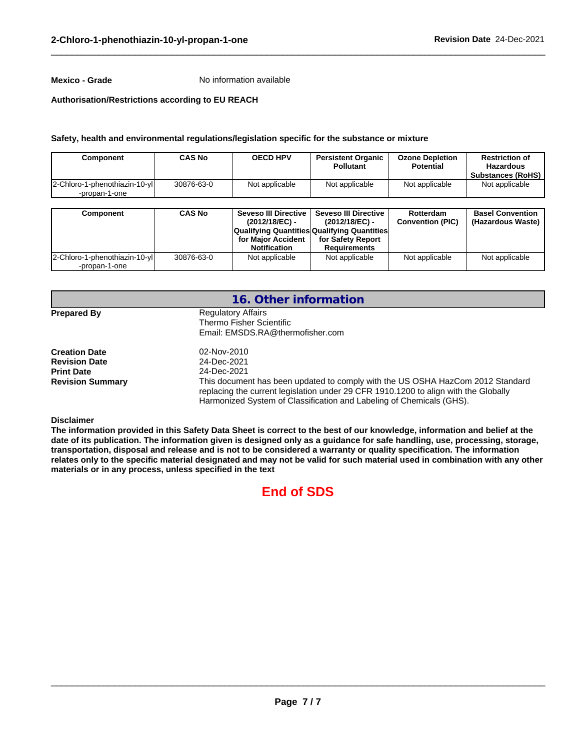**Mexico - Grade** No information available

**Authorisation/Restrictions according to EU REACH**

**Safety, health and environmental regulations/legislation specific for the substance or mixture**

| Component | CAS No | OECD HPV | Persistent Organic Pollutant | Ozone Depletion Potential | Restriction of Hazardous Substances (RoHS) |
|---|---|---|---|---|---|
| 2-Chloro-1-phenothiazin-10-yl-propan-1-one | 30876-63-0 | Not applicable | Not applicable | Not applicable | Not applicable |

| Component | CAS No | Seveso III Directive (2012/18/EC) - Qualifying Quantities for Major Accident Notification | Seveso III Directive (2012/18/EC) - Qualifying Quantities for Safety Report Requirements | Rotterdam Convention (PIC) | Basel Convention (Hazardous Waste) |
|---|---|---|---|---|---|
| 2-Chloro-1-phenothiazin-10-yl-propan-1-one | 30876-63-0 | Not applicable | Not applicable | Not applicable | Not applicable |

## 16. Other information

**Prepared By** Regulatory Affairs
Thermo Fisher Scientific
Email: EMSDS.RA@thermofisher.com

**Creation Date** 02-Nov-2010
**Revision Date** 24-Dec-2021
**Print Date** 24-Dec-2021
**Revision Summary** This document has been updated to comply with the US OSHA HazCom 2012 Standard replacing the current legislation under 29 CFR 1910.1200 to align with the Globally Harmonized System of Classification and Labeling of Chemicals (GHS).

**Disclaimer**

**The information provided in this Safety Data Sheet is correct to the best of our knowledge, information and belief at the date of its publication. The information given is designed only as a guidance for safe handling, use, processing, storage, transportation, disposal and release and is not to be considered a warranty or quality specification. The information relates only to the specific material designated and may not be valid for such material used in combination with any other materials or in any process, unless specified in the text**

**End of SDS**